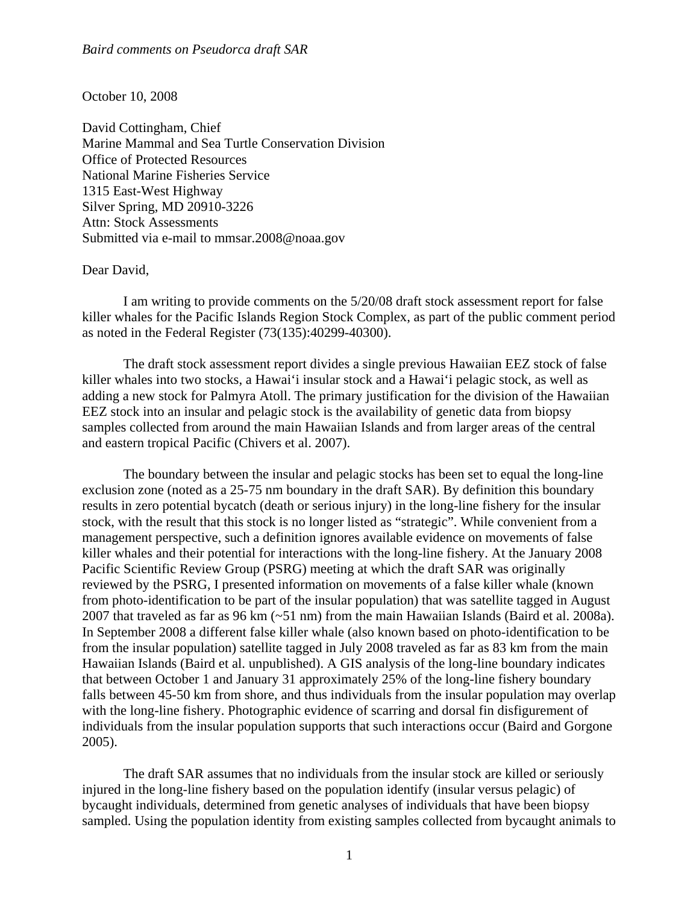October 10, 2008

David Cottingham, Chief
Marine Mammal and Sea Turtle Conservation Division
Office of Protected Resources
National Marine Fisheries Service
1315 East-West Highway
Silver Spring, MD 20910-3226
Attn: Stock Assessments
Submitted via e-mail to mmsar.2008@noaa.gov

Dear David,

I am writing to provide comments on the 5/20/08 draft stock assessment report for false killer whales for the Pacific Islands Region Stock Complex, as part of the public comment period as noted in the Federal Register (73(135):40299-40300).

The draft stock assessment report divides a single previous Hawaiian EEZ stock of false killer whales into two stocks, a Hawai‘i insular stock and a Hawai‘i pelagic stock, as well as adding a new stock for Palmyra Atoll. The primary justification for the division of the Hawaiian EEZ stock into an insular and pelagic stock is the availability of genetic data from biopsy samples collected from around the main Hawaiian Islands and from larger areas of the central and eastern tropical Pacific (Chivers et al. 2007).

The boundary between the insular and pelagic stocks has been set to equal the long-line exclusion zone (noted as a 25-75 nm boundary in the draft SAR). By definition this boundary results in zero potential bycatch (death or serious injury) in the long-line fishery for the insular stock, with the result that this stock is no longer listed as “strategic”. While convenient from a management perspective, such a definition ignores available evidence on movements of false killer whales and their potential for interactions with the long-line fishery. At the January 2008 Pacific Scientific Review Group (PSRG) meeting at which the draft SAR was originally reviewed by the PSRG, I presented information on movements of a false killer whale (known from photo-identification to be part of the insular population) that was satellite tagged in August 2007 that traveled as far as 96 km (~51 nm) from the main Hawaiian Islands (Baird et al. 2008a). In September 2008 a different false killer whale (also known based on photo-identification to be from the insular population) satellite tagged in July 2008 traveled as far as 83 km from the main Hawaiian Islands (Baird et al. unpublished). A GIS analysis of the long-line boundary indicates that between October 1 and January 31 approximately 25% of the long-line fishery boundary falls between 45-50 km from shore, and thus individuals from the insular population may overlap with the long-line fishery. Photographic evidence of scarring and dorsal fin disfigurement of individuals from the insular population supports that such interactions occur (Baird and Gorgone 2005).

The draft SAR assumes that no individuals from the insular stock are killed or seriously injured in the long-line fishery based on the population identify (insular versus pelagic) of bycaught individuals, determined from genetic analyses of individuals that have been biopsy sampled. Using the population identity from existing samples collected from bycaught animals to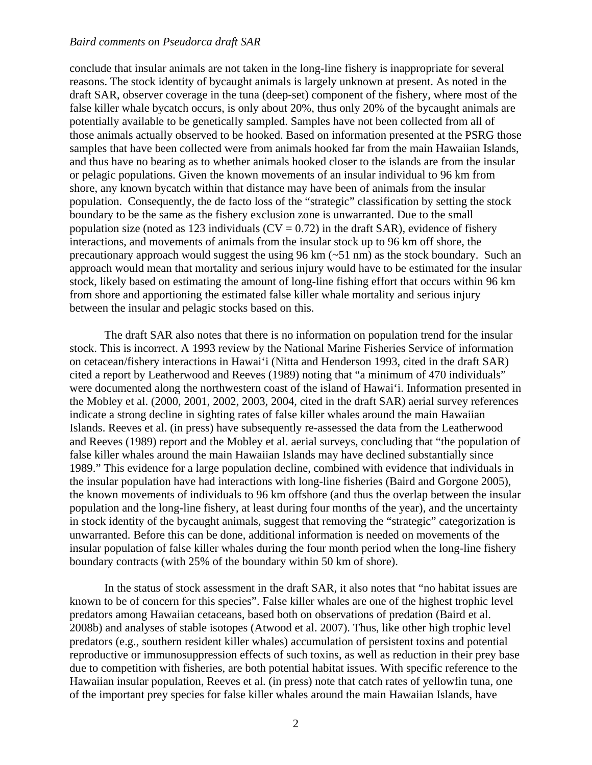conclude that insular animals are not taken in the long-line fishery is inappropriate for several reasons. The stock identity of bycaught animals is largely unknown at present. As noted in the draft SAR, observer coverage in the tuna (deep-set) component of the fishery, where most of the false killer whale bycatch occurs, is only about 20%, thus only 20% of the bycaught animals are potentially available to be genetically sampled. Samples have not been collected from all of those animals actually observed to be hooked. Based on information presented at the PSRG those samples that have been collected were from animals hooked far from the main Hawaiian Islands, and thus have no bearing as to whether animals hooked closer to the islands are from the insular or pelagic populations. Given the known movements of an insular individual to 96 km from shore, any known bycatch within that distance may have been of animals from the insular population. Consequently, the de facto loss of the "strategic" classification by setting the stock boundary to be the same as the fishery exclusion zone is unwarranted. Due to the small population size (noted as 123 individuals (CV = 0.72) in the draft SAR), evidence of fishery interactions, and movements of animals from the insular stock up to 96 km off shore, the precautionary approach would suggest the using 96 km (~51 nm) as the stock boundary. Such an approach would mean that mortality and serious injury would have to be estimated for the insular stock, likely based on estimating the amount of long-line fishing effort that occurs within 96 km from shore and apportioning the estimated false killer whale mortality and serious injury between the insular and pelagic stocks based on this.

The draft SAR also notes that there is no information on population trend for the insular stock. This is incorrect. A 1993 review by the National Marine Fisheries Service of information on cetacean/fishery interactions in Hawai'i (Nitta and Henderson 1993, cited in the draft SAR) cited a report by Leatherwood and Reeves (1989) noting that "a minimum of 470 individuals" were documented along the northwestern coast of the island of Hawai'i. Information presented in the Mobley et al. (2000, 2001, 2002, 2003, 2004, cited in the draft SAR) aerial survey references indicate a strong decline in sighting rates of false killer whales around the main Hawaiian Islands. Reeves et al. (in press) have subsequently re-assessed the data from the Leatherwood and Reeves (1989) report and the Mobley et al. aerial surveys, concluding that "the population of false killer whales around the main Hawaiian Islands may have declined substantially since 1989." This evidence for a large population decline, combined with evidence that individuals in the insular population have had interactions with long-line fisheries (Baird and Gorgone 2005), the known movements of individuals to 96 km offshore (and thus the overlap between the insular population and the long-line fishery, at least during four months of the year), and the uncertainty in stock identity of the bycaught animals, suggest that removing the "strategic" categorization is unwarranted. Before this can be done, additional information is needed on movements of the insular population of false killer whales during the four month period when the long-line fishery boundary contracts (with 25% of the boundary within 50 km of shore).

In the status of stock assessment in the draft SAR, it also notes that "no habitat issues are known to be of concern for this species". False killer whales are one of the highest trophic level predators among Hawaiian cetaceans, based both on observations of predation (Baird et al. 2008b) and analyses of stable isotopes (Atwood et al. 2007). Thus, like other high trophic level predators (e.g., southern resident killer whales) accumulation of persistent toxins and potential reproductive or immunosuppression effects of such toxins, as well as reduction in their prey base due to competition with fisheries, are both potential habitat issues. With specific reference to the Hawaiian insular population, Reeves et al. (in press) note that catch rates of yellowfin tuna, one of the important prey species for false killer whales around the main Hawaiian Islands, have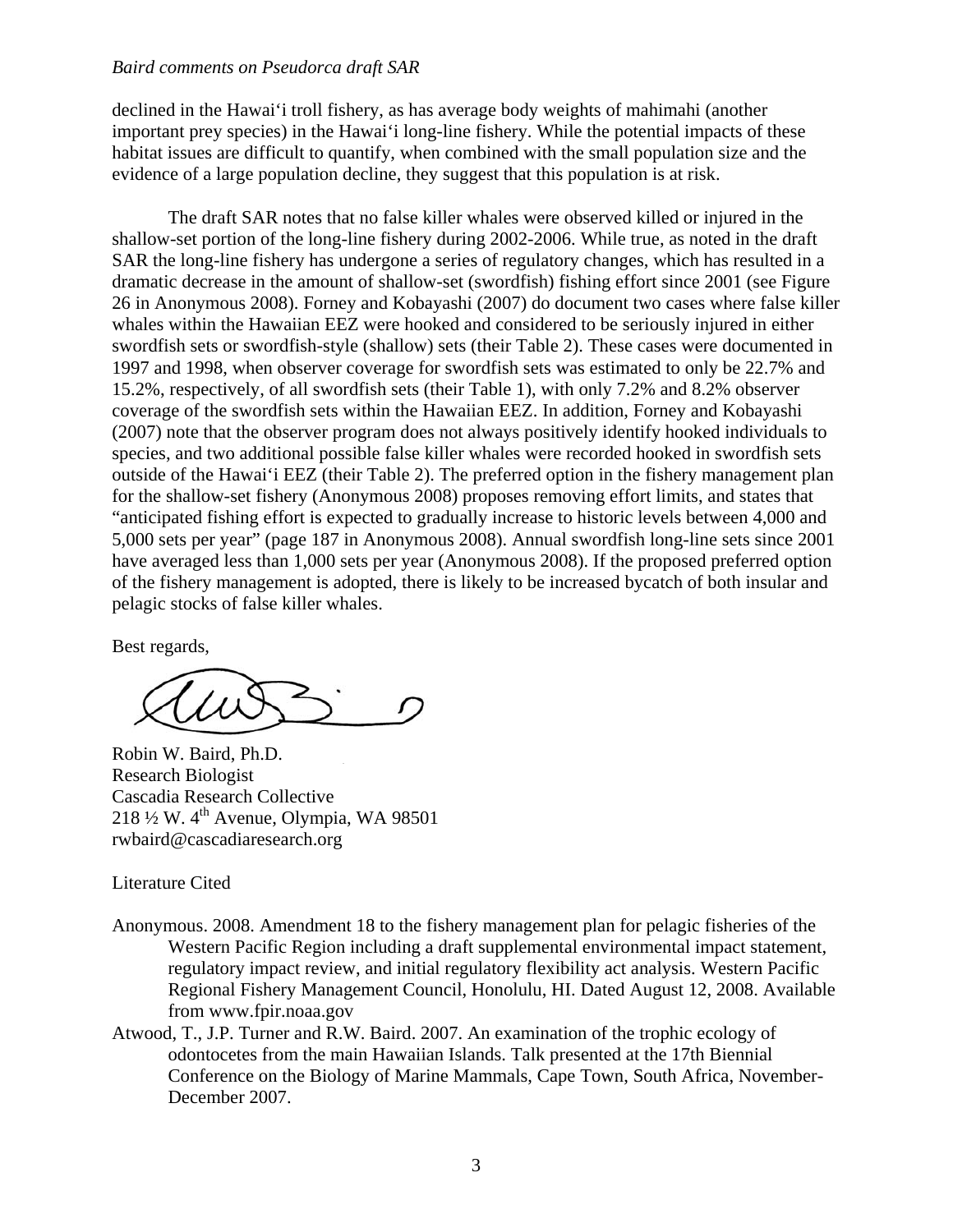declined in the Hawai'i troll fishery, as has average body weights of mahimahi (another important prey species) in the Hawai'i long-line fishery. While the potential impacts of these habitat issues are difficult to quantify, when combined with the small population size and the evidence of a large population decline, they suggest that this population is at risk.

The draft SAR notes that no false killer whales were observed killed or injured in the shallow-set portion of the long-line fishery during 2002-2006. While true, as noted in the draft SAR the long-line fishery has undergone a series of regulatory changes, which has resulted in a dramatic decrease in the amount of shallow-set (swordfish) fishing effort since 2001 (see Figure 26 in Anonymous 2008). Forney and Kobayashi (2007) do document two cases where false killer whales within the Hawaiian EEZ were hooked and considered to be seriously injured in either swordfish sets or swordfish-style (shallow) sets (their Table 2). These cases were documented in 1997 and 1998, when observer coverage for swordfish sets was estimated to only be 22.7% and 15.2%, respectively, of all swordfish sets (their Table 1), with only 7.2% and 8.2% observer coverage of the swordfish sets within the Hawaiian EEZ. In addition, Forney and Kobayashi (2007) note that the observer program does not always positively identify hooked individuals to species, and two additional possible false killer whales were recorded hooked in swordfish sets outside of the Hawai'i EEZ (their Table 2). The preferred option in the fishery management plan for the shallow-set fishery (Anonymous 2008) proposes removing effort limits, and states that "anticipated fishing effort is expected to gradually increase to historic levels between 4,000 and 5,000 sets per year" (page 187 in Anonymous 2008). Annual swordfish long-line sets since 2001 have averaged less than 1,000 sets per year (Anonymous 2008). If the proposed preferred option of the fishery management is adopted, there is likely to be increased bycatch of both insular and pelagic stocks of false killer whales.

Best regards,

Robin W. Baird, Ph.D.
Research Biologist
Cascadia Research Collective
218 ½ W. 4th Avenue, Olympia, WA 98501
rwbaird@cascadiaresearch.org

Literature Cited

Anonymous. 2008. Amendment 18 to the fishery management plan for pelagic fisheries of the Western Pacific Region including a draft supplemental environmental impact statement, regulatory impact review, and initial regulatory flexibility act analysis. Western Pacific Regional Fishery Management Council, Honolulu, HI. Dated August 12, 2008. Available from www.fpir.noaa.gov

Atwood, T., J.P. Turner and R.W. Baird. 2007. An examination of the trophic ecology of odontocetes from the main Hawaiian Islands. Talk presented at the 17th Biennial Conference on the Biology of Marine Mammals, Cape Town, South Africa, November-December 2007.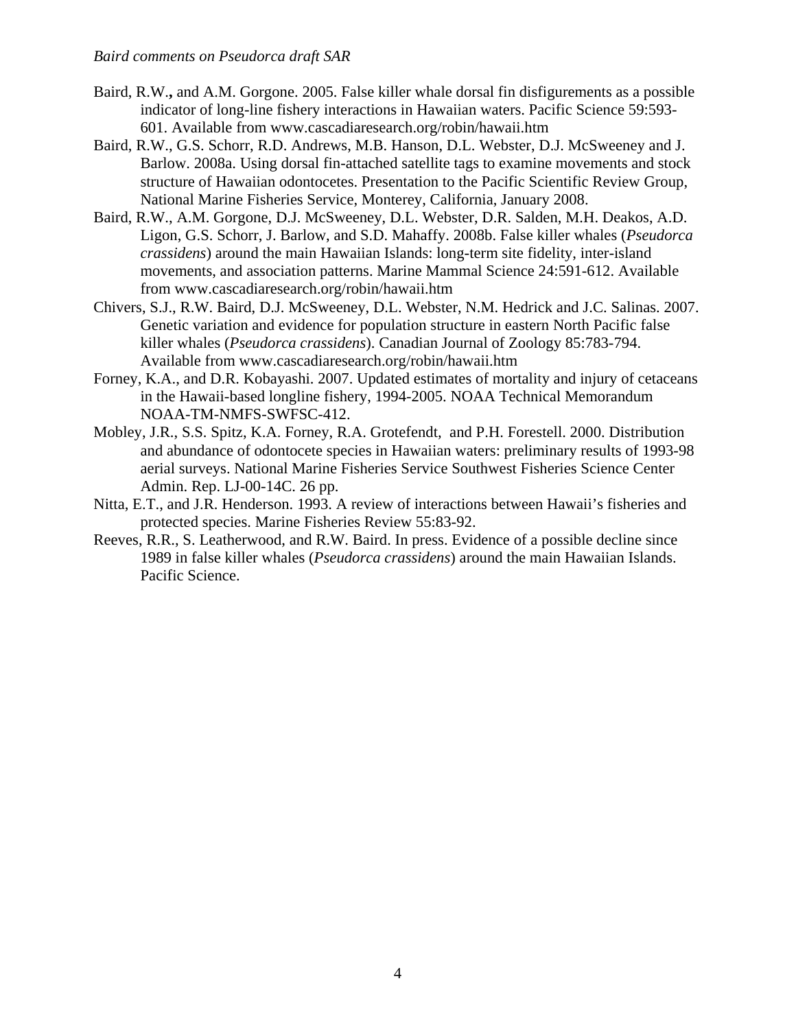Baird, R.W., and A.M. Gorgone. 2005. False killer whale dorsal fin disfigurements as a possible indicator of long-line fishery interactions in Hawaiian waters. Pacific Science 59:593-601. Available from www.cascadiaresearch.org/robin/hawaii.htm

Baird, R.W., G.S. Schorr, R.D. Andrews, M.B. Hanson, D.L. Webster, D.J. McSweeney and J. Barlow. 2008a. Using dorsal fin-attached satellite tags to examine movements and stock structure of Hawaiian odontocetes. Presentation to the Pacific Scientific Review Group, National Marine Fisheries Service, Monterey, California, January 2008.

Baird, R.W., A.M. Gorgone, D.J. McSweeney, D.L. Webster, D.R. Salden, M.H. Deakos, A.D. Ligon, G.S. Schorr, J. Barlow, and S.D. Mahaffy. 2008b. False killer whales (*Pseudorca crassidens*) around the main Hawaiian Islands: long-term site fidelity, inter-island movements, and association patterns. Marine Mammal Science 24:591-612. Available from www.cascadiaresearch.org/robin/hawaii.htm

Chivers, S.J., R.W. Baird, D.J. McSweeney, D.L. Webster, N.M. Hedrick and J.C. Salinas. 2007. Genetic variation and evidence for population structure in eastern North Pacific false killer whales (*Pseudorca crassidens*). Canadian Journal of Zoology 85:783-794. Available from www.cascadiaresearch.org/robin/hawaii.htm

Forney, K.A., and D.R. Kobayashi. 2007. Updated estimates of mortality and injury of cetaceans in the Hawaii-based longline fishery, 1994-2005. NOAA Technical Memorandum NOAA-TM-NMFS-SWFSC-412.

Mobley, J.R., S.S. Spitz, K.A. Forney, R.A. Grotefendt, and P.H. Forestell. 2000. Distribution and abundance of odontocete species in Hawaiian waters: preliminary results of 1993-98 aerial surveys. National Marine Fisheries Service Southwest Fisheries Science Center Admin. Rep. LJ-00-14C. 26 pp.

Nitta, E.T., and J.R. Henderson. 1993. A review of interactions between Hawaii's fisheries and protected species. Marine Fisheries Review 55:83-92.

Reeves, R.R., S. Leatherwood, and R.W. Baird. In press. Evidence of a possible decline since 1989 in false killer whales (*Pseudorca crassidens*) around the main Hawaiian Islands. Pacific Science.